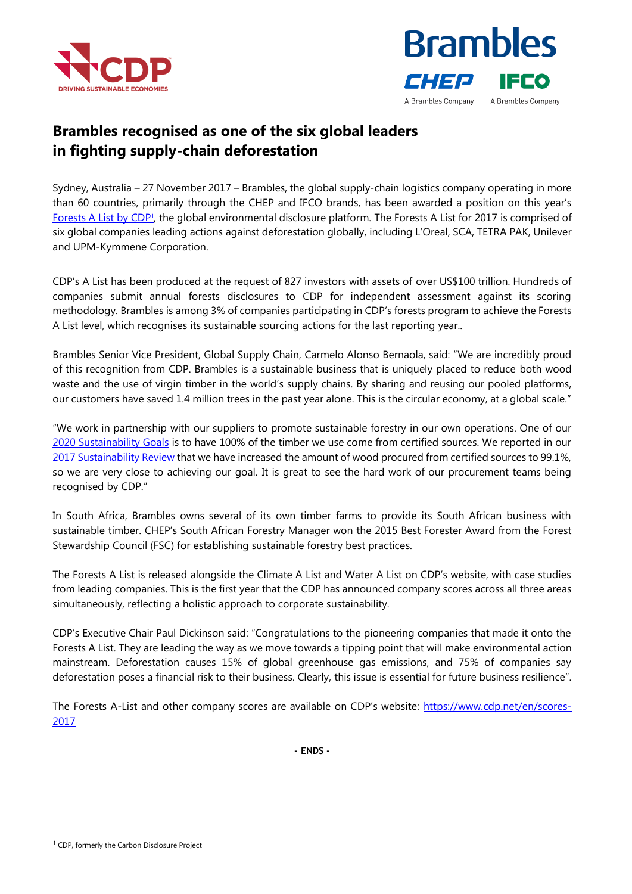# Brambles recognised as one of the six global leaders in fighting supply-chain deforestation

Sydney, Australia – 27 November 2017 – Brambles, the global supply-chain logistics company operating in more than 60 countries, primarily through the CHEP and IFCO brands, has been awarded a position on this year's Forests A List by CDP[1], the global environmental disclosure platform. The Forests A List for 2017 is comprised of six global companies leading actions against deforestation globally, including L'Oreal, SCA, TETRA PAK, Unilever and UPM-Kymmene Corporation.

CDP's A List has been produced at the request of 827 investors with assets of over US$100 trillion. Hundreds of companies submit annual forests disclosures to CDP for independent assessment against its scoring methodology. Brambles is among 3% of companies participating in CDP's forests program to achieve the Forests A List level, which recognises its sustainable sourcing actions for the last reporting year..

Brambles Senior Vice President, Global Supply Chain, Carmelo Alonso Bernaola, said: "We are incredibly proud of this recognition from CDP. Brambles is a sustainable business that is uniquely placed to reduce both wood waste and the use of virgin timber in the world's supply chains. By sharing and reusing our pooled platforms, our customers have saved 1.4 million trees in the past year alone. This is the circular economy, at a global scale."

"We work in partnership with our suppliers to promote sustainable forestry in our own operations. One of our 2020 Sustainability Goals is to have 100% of the timber we use come from certified sources. We reported in our 2017 Sustainability Review that we have increased the amount of wood procured from certified sources to 99.1%, so we are very close to achieving our goal. It is great to see the hard work of our procurement teams being recognised by CDP."

In South Africa, Brambles owns several of its own timber farms to provide its South African business with sustainable timber. CHEP's South African Forestry Manager won the 2015 Best Forester Award from the Forest Stewardship Council (FSC) for establishing sustainable forestry best practices.

The Forests A List is released alongside the Climate A List and Water A List on CDP's website, with case studies from leading companies. This is the first year that the CDP has announced company scores across all three areas simultaneously, reflecting a holistic approach to corporate sustainability.

CDP's Executive Chair Paul Dickinson said: "Congratulations to the pioneering companies that made it onto the Forests A List. They are leading the way as we move towards a tipping point that will make environmental action mainstream. Deforestation causes 15% of global greenhouse gas emissions, and 75% of companies say deforestation poses a financial risk to their business. Clearly, this issue is essential for future business resilience".

The Forests A-List and other company scores are available on CDP's website: https://www.cdp.net/en/scores-2017

**- ENDS -**

[1] CDP, formerly the Carbon Disclosure Project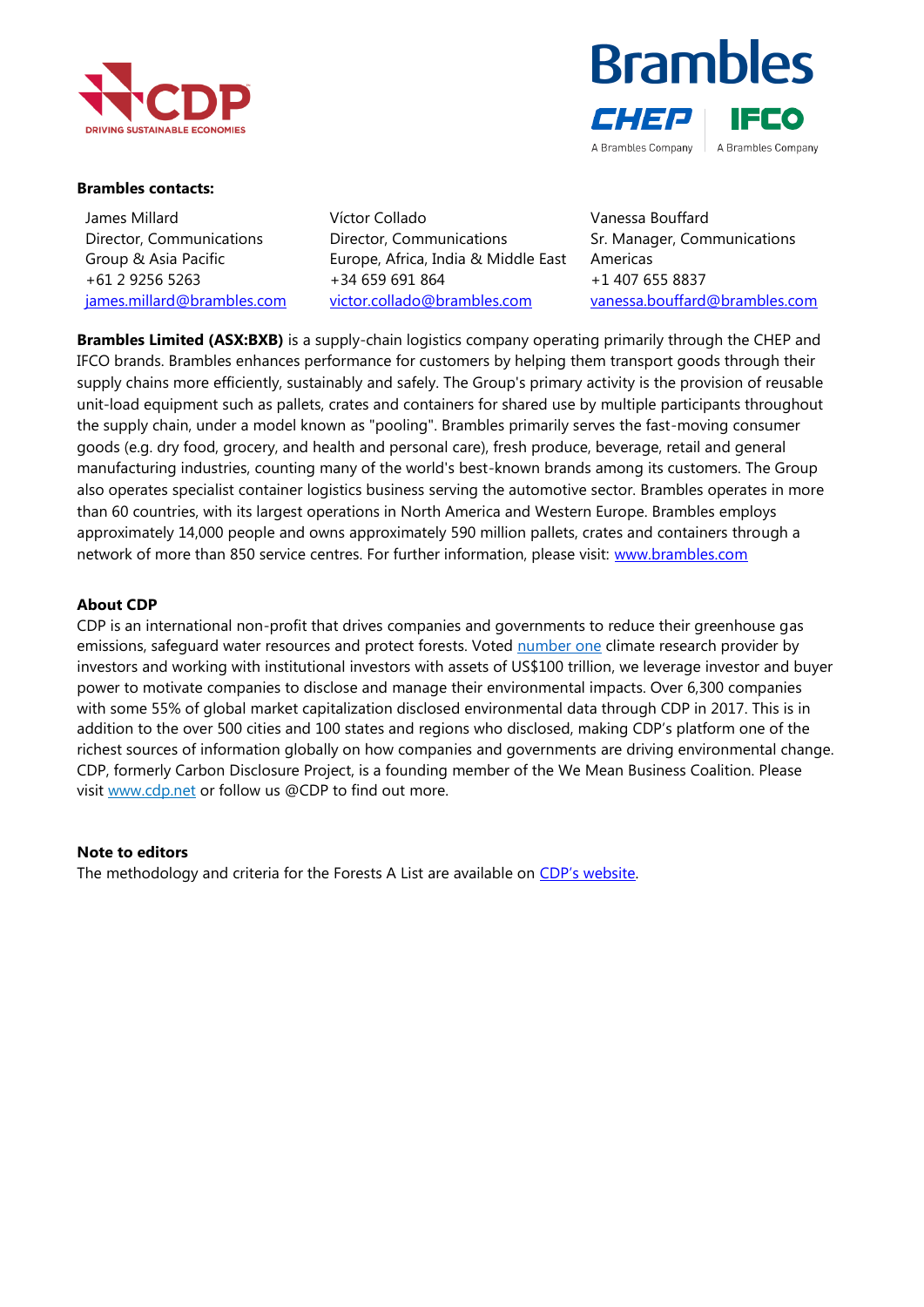**Brambles contacts:**

| | | |
|---|---|---|
| James Millard<br>Director, Communications<br>Group & Asia Pacific<br>+61 2 9256 5263<br>james.millard@brambles.com | Víctor Collado<br>Director, Communications<br>Europe, Africa, India & Middle East<br>+34 659 691 864<br>victor.collado@brambles.com | Vanessa Bouffard<br>Sr. Manager, Communications<br>Americas<br>+1 407 655 8837<br>vanessa.bouffard@brambles.com |

**Brambles Limited (ASX:BXB)** is a supply-chain logistics company operating primarily through the CHEP and IFCO brands. Brambles enhances performance for customers by helping them transport goods through their supply chains more efficiently, sustainably and safely. The Group's primary activity is the provision of reusable unit-load equipment such as pallets, crates and containers for shared use by multiple participants throughout the supply chain, under a model known as "pooling". Brambles primarily serves the fast-moving consumer goods (e.g. dry food, grocery, and health and personal care), fresh produce, beverage, retail and general manufacturing industries, counting many of the world's best-known brands among its customers. The Group also operates specialist container logistics business serving the automotive sector. Brambles operates in more than 60 countries, with its largest operations in North America and Western Europe. Brambles employs approximately 14,000 people and owns approximately 590 million pallets, crates and containers through a network of more than 850 service centres. For further information, please visit: www.brambles.com

**About CDP**

CDP is an international non-profit that drives companies and governments to reduce their greenhouse gas emissions, safeguard water resources and protect forests. Voted number one climate research provider by investors and working with institutional investors with assets of US$100 trillion, we leverage investor and buyer power to motivate companies to disclose and manage their environmental impacts. Over 6,300 companies with some 55% of global market capitalization disclosed environmental data through CDP in 2017. This is in addition to the over 500 cities and 100 states and regions who disclosed, making CDP's platform one of the richest sources of information globally on how companies and governments are driving environmental change. CDP, formerly Carbon Disclosure Project, is a founding member of the We Mean Business Coalition. Please visit www.cdp.net or follow us @CDP to find out more.

**Note to editors**

The methodology and criteria for the Forests A List are available on CDP's website.